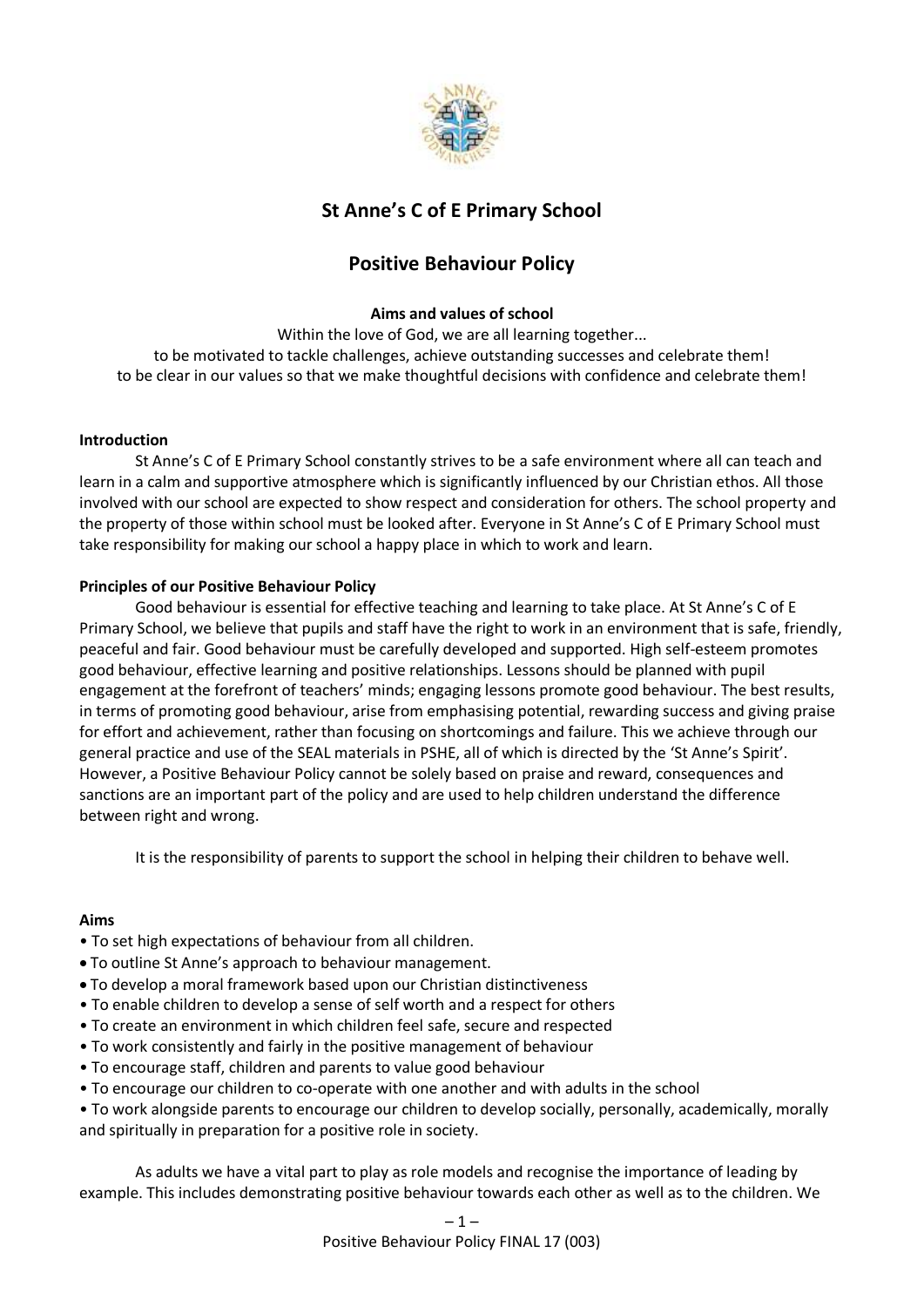# St Anne's C of E Primary School

## Positive Behaviour Policy

**Aims and values of school**

Within the love of God, we are all learning together...
to be motivated to tackle challenges, achieve outstanding successes and celebrate them!
to be clear in our values so that we make thoughtful decisions with confidence and celebrate them!

**Introduction**

St Anne's C of E Primary School constantly strives to be a safe environment where all can teach and learn in a calm and supportive atmosphere which is significantly influenced by our Christian ethos. All those involved with our school are expected to show respect and consideration for others. The school property and the property of those within school must be looked after. Everyone in St Anne's C of E Primary School must take responsibility for making our school a happy place in which to work and learn.

**Principles of our Positive Behaviour Policy**

Good behaviour is essential for effective teaching and learning to take place. At St Anne's C of E Primary School, we believe that pupils and staff have the right to work in an environment that is safe, friendly, peaceful and fair. Good behaviour must be carefully developed and supported. High self-esteem promotes good behaviour, effective learning and positive relationships. Lessons should be planned with pupil engagement at the forefront of teachers' minds; engaging lessons promote good behaviour. The best results, in terms of promoting good behaviour, arise from emphasising potential, rewarding success and giving praise for effort and achievement, rather than focusing on shortcomings and failure. This we achieve through our general practice and use of the SEAL materials in PSHE, all of which is directed by the 'St Anne's Spirit'. However, a Positive Behaviour Policy cannot be solely based on praise and reward, consequences and sanctions are an important part of the policy and are used to help children understand the difference between right and wrong.

It is the responsibility of parents to support the school in helping their children to behave well.

**Aims**

- To set high expectations of behaviour from all children.
- To outline St Anne's approach to behaviour management.
- To develop a moral framework based upon our Christian distinctiveness
- To enable children to develop a sense of self worth and a respect for others
- To create an environment in which children feel safe, secure and respected
- To work consistently and fairly in the positive management of behaviour
- To encourage staff, children and parents to value good behaviour
- To encourage our children to co-operate with one another and with adults in the school
- To work alongside parents to encourage our children to develop socially, personally, academically, morally and spiritually in preparation for a positive role in society.

As adults we have a vital part to play as role models and recognise the importance of leading by example. This includes demonstrating positive behaviour towards each other as well as to the children. We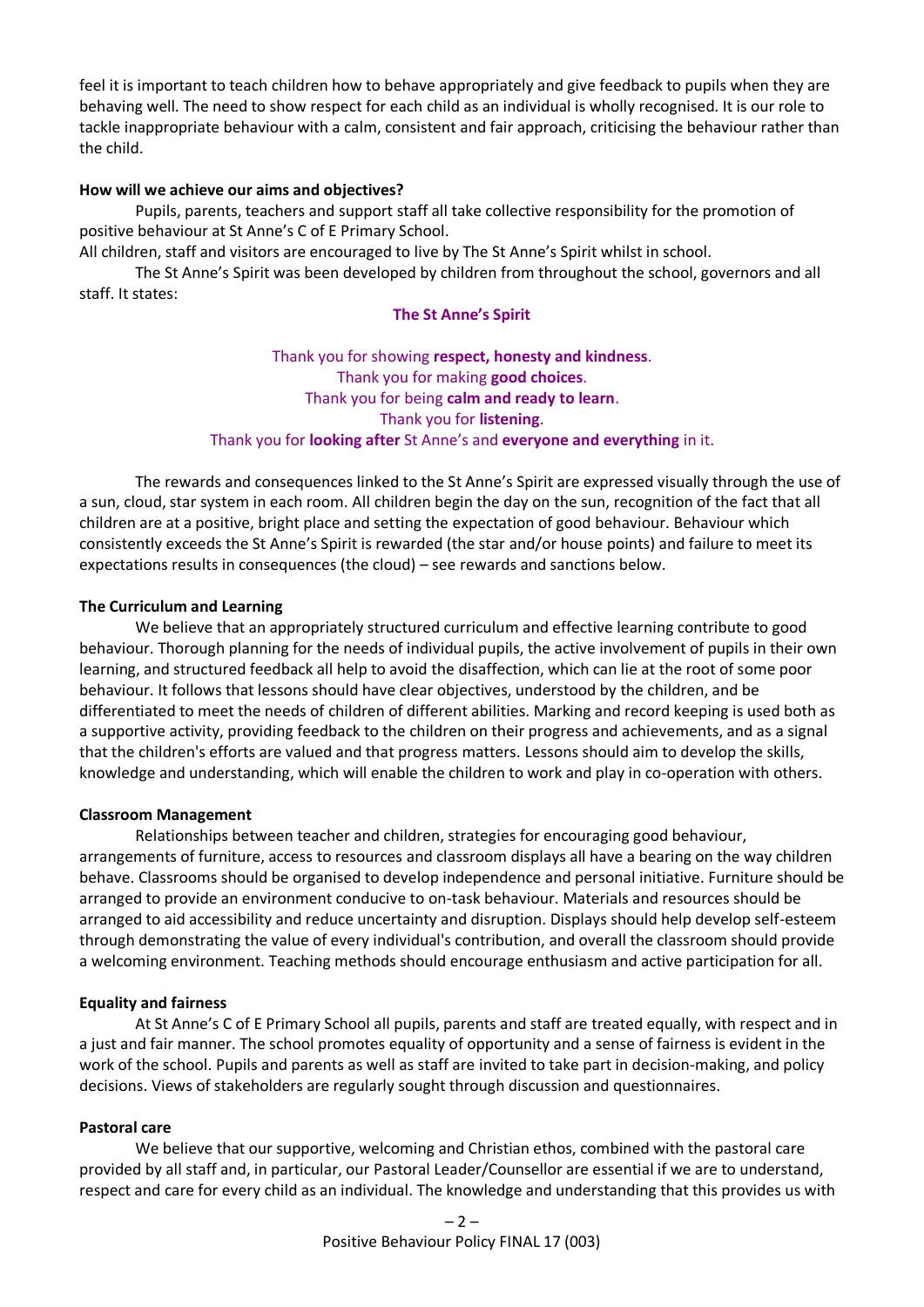feel it is important to teach children how to behave appropriately and give feedback to pupils when they are behaving well. The need to show respect for each child as an individual is wholly recognised. It is our role to tackle inappropriate behaviour with a calm, consistent and fair approach, criticising the behaviour rather than the child.

**How will we achieve our aims and objectives?**

Pupils, parents, teachers and support staff all take collective responsibility for the promotion of positive behaviour at St Anne's C of E Primary School.

All children, staff and visitors are encouraged to live by The St Anne's Spirit whilst in school.

The St Anne's Spirit was been developed by children from throughout the school, governors and all staff. It states:

**The St Anne's Spirit**

Thank you for showing **respect, honesty and kindness**.
Thank you for making **good choices**.
Thank you for being **calm and ready to learn**.
Thank you for **listening**.
Thank you for **looking after** St Anne's and **everyone and everything** in it.

The rewards and consequences linked to the St Anne's Spirit are expressed visually through the use of a sun, cloud, star system in each room. All children begin the day on the sun, recognition of the fact that all children are at a positive, bright place and setting the expectation of good behaviour. Behaviour which consistently exceeds the St Anne's Spirit is rewarded (the star and/or house points) and failure to meet its expectations results in consequences (the cloud) – see rewards and sanctions below.

**The Curriculum and Learning**

We believe that an appropriately structured curriculum and effective learning contribute to good behaviour. Thorough planning for the needs of individual pupils, the active involvement of pupils in their own learning, and structured feedback all help to avoid the disaffection, which can lie at the root of some poor behaviour. It follows that lessons should have clear objectives, understood by the children, and be differentiated to meet the needs of children of different abilities. Marking and record keeping is used both as a supportive activity, providing feedback to the children on their progress and achievements, and as a signal that the children's efforts are valued and that progress matters. Lessons should aim to develop the skills, knowledge and understanding, which will enable the children to work and play in co-operation with others.

**Classroom Management**

Relationships between teacher and children, strategies for encouraging good behaviour, arrangements of furniture, access to resources and classroom displays all have a bearing on the way children behave. Classrooms should be organised to develop independence and personal initiative. Furniture should be arranged to provide an environment conducive to on-task behaviour. Materials and resources should be arranged to aid accessibility and reduce uncertainty and disruption. Displays should help develop self-esteem through demonstrating the value of every individual's contribution, and overall the classroom should provide a welcoming environment. Teaching methods should encourage enthusiasm and active participation for all.

**Equality and fairness**

At St Anne's C of E Primary School all pupils, parents and staff are treated equally, with respect and in a just and fair manner. The school promotes equality of opportunity and a sense of fairness is evident in the work of the school. Pupils and parents as well as staff are invited to take part in decision-making, and policy decisions. Views of stakeholders are regularly sought through discussion and questionnaires.

**Pastoral care**

We believe that our supportive, welcoming and Christian ethos, combined with the pastoral care provided by all staff and, in particular, our Pastoral Leader/Counsellor are essential if we are to understand, respect and care for every child as an individual. The knowledge and understanding that this provides us with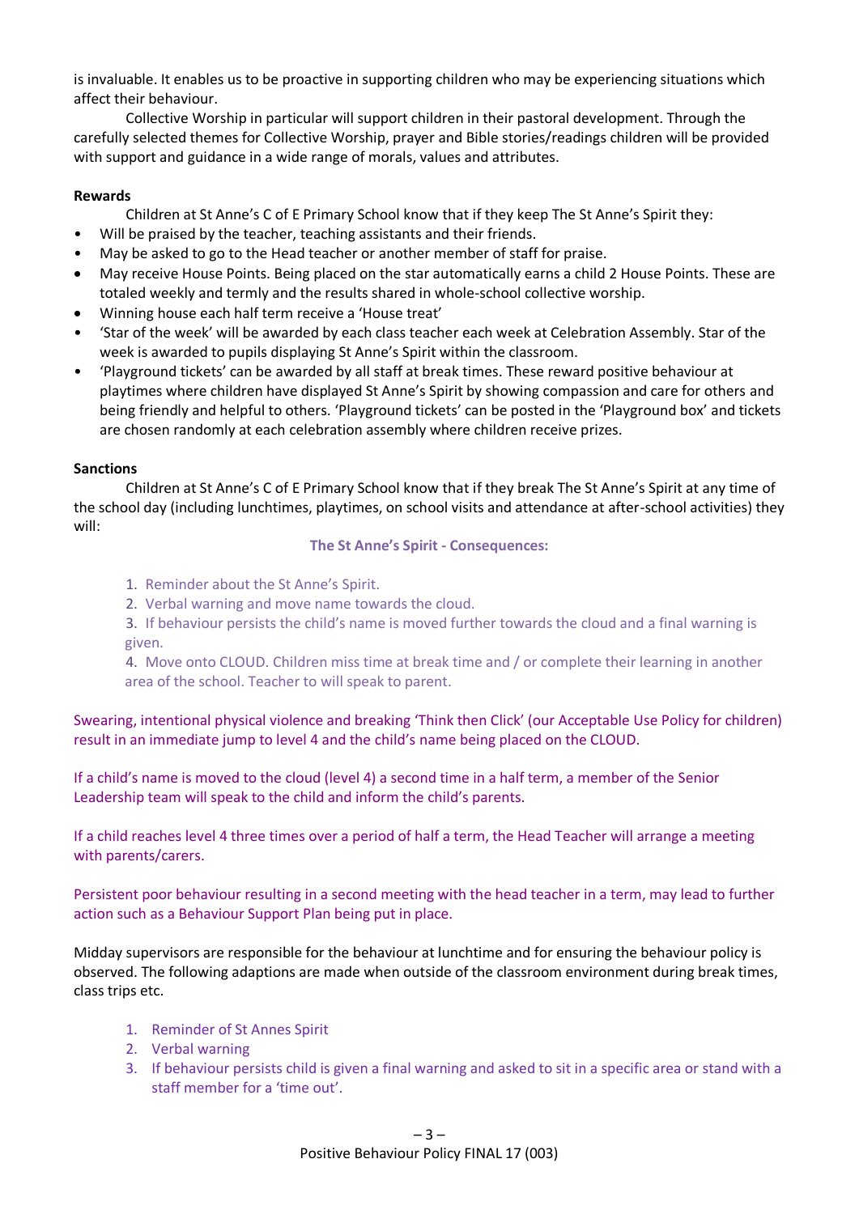is invaluable. It enables us to be proactive in supporting children who may be experiencing situations which affect their behaviour.

Collective Worship in particular will support children in their pastoral development. Through the carefully selected themes for Collective Worship, prayer and Bible stories/readings children will be provided with support and guidance in a wide range of morals, values and attributes.

**Rewards**

Children at St Anne's C of E Primary School know that if they keep The St Anne's Spirit they:

- Will be praised by the teacher, teaching assistants and their friends.
- May be asked to go to the Head teacher or another member of staff for praise.
- May receive House Points. Being placed on the star automatically earns a child 2 House Points. These are totaled weekly and termly and the results shared in whole-school collective worship.
- Winning house each half term receive a 'House treat'
- 'Star of the week' will be awarded by each class teacher each week at Celebration Assembly. Star of the week is awarded to pupils displaying St Anne's Spirit within the classroom.
- 'Playground tickets' can be awarded by all staff at break times. These reward positive behaviour at playtimes where children have displayed St Anne's Spirit by showing compassion and care for others and being friendly and helpful to others. 'Playground tickets' can be posted in the 'Playground box' and tickets are chosen randomly at each celebration assembly where children receive prizes.

**Sanctions**

Children at St Anne's C of E Primary School know that if they break The St Anne's Spirit at any time of the school day (including lunchtimes, playtimes, on school visits and attendance at after-school activities) they will:

**The St Anne's Spirit - Consequences:**

1. Reminder about the St Anne's Spirit.
2. Verbal warning and move name towards the cloud.
3. If behaviour persists the child's name is moved further towards the cloud and a final warning is given.
4. Move onto CLOUD. Children miss time at break time and / or complete their learning in another area of the school. Teacher to will speak to parent.

Swearing, intentional physical violence and breaking 'Think then Click' (our Acceptable Use Policy for children) result in an immediate jump to level 4 and the child's name being placed on the CLOUD.

If a child's name is moved to the cloud (level 4) a second time in a half term, a member of the Senior Leadership team will speak to the child and inform the child's parents.

If a child reaches level 4 three times over a period of half a term, the Head Teacher will arrange a meeting with parents/carers.

Persistent poor behaviour resulting in a second meeting with the head teacher in a term, may lead to further action such as a Behaviour Support Plan being put in place.

Midday supervisors are responsible for the behaviour at lunchtime and for ensuring the behaviour policy is observed. The following adaptions are made when outside of the classroom environment during break times, class trips etc.

1. Reminder of St Annes Spirit
2. Verbal warning
3. If behaviour persists child is given a final warning and asked to sit in a specific area or stand with a staff member for a 'time out'.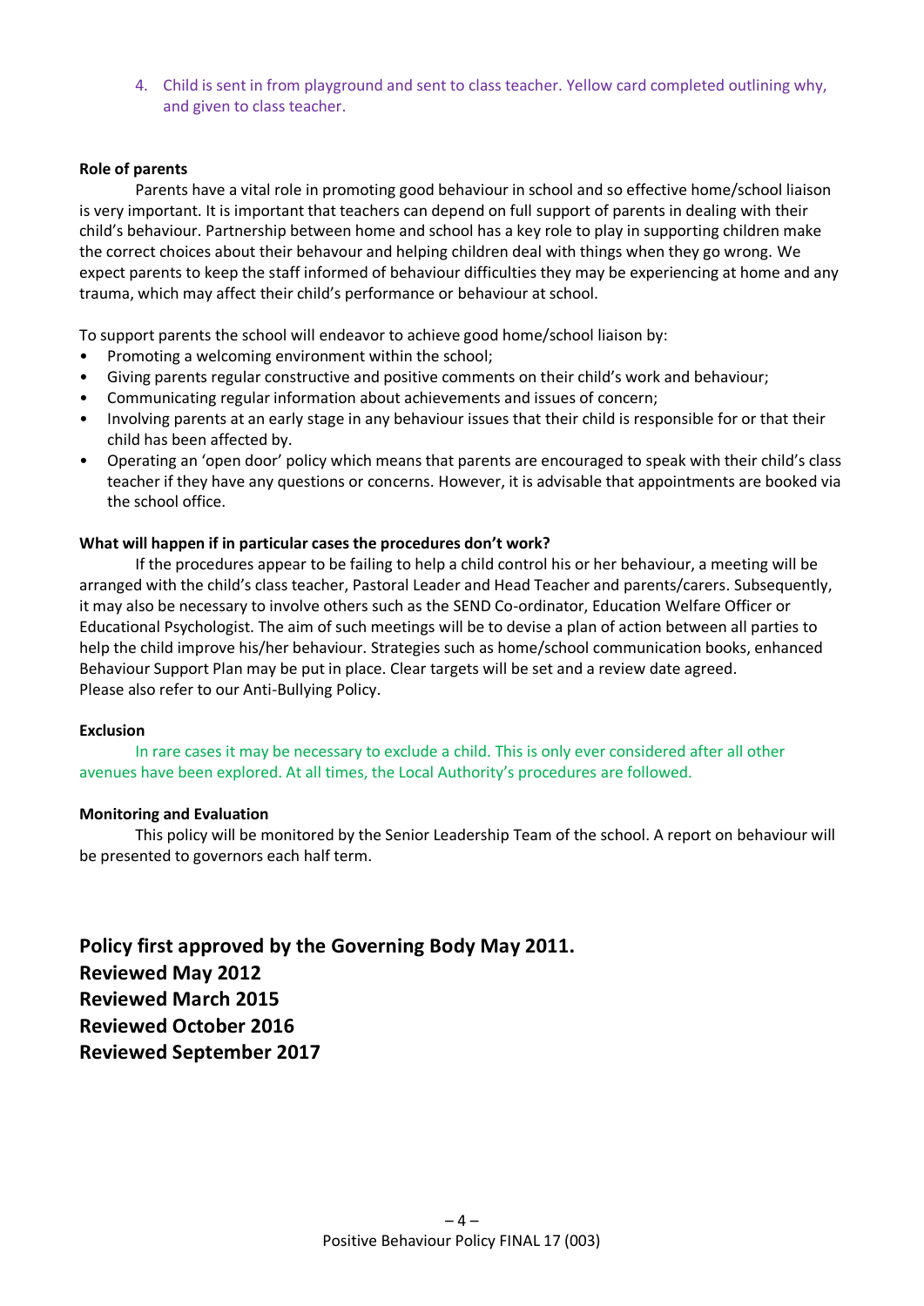4. Child is sent in from playground and sent to class teacher. Yellow card completed outlining why, and given to class teacher.

**Role of parents**

Parents have a vital role in promoting good behaviour in school and so effective home/school liaison is very important. It is important that teachers can depend on full support of parents in dealing with their child's behaviour. Partnership between home and school has a key role to play in supporting children make the correct choices about their behavour and helping children deal with things when they go wrong. We expect parents to keep the staff informed of behaviour difficulties they may be experiencing at home and any trauma, which may affect their child's performance or behaviour at school.

To support parents the school will endeavor to achieve good home/school liaison by:

- Promoting a welcoming environment within the school;
- Giving parents regular constructive and positive comments on their child's work and behaviour;
- Communicating regular information about achievements and issues of concern;
- Involving parents at an early stage in any behaviour issues that their child is responsible for or that their child has been affected by.
- Operating an 'open door' policy which means that parents are encouraged to speak with their child's class teacher if they have any questions or concerns. However, it is advisable that appointments are booked via the school office.

**What will happen if in particular cases the procedures don't work?**

If the procedures appear to be failing to help a child control his or her behaviour, a meeting will be arranged with the child's class teacher, Pastoral Leader and Head Teacher and parents/carers. Subsequently, it may also be necessary to involve others such as the SEND Co-ordinator, Education Welfare Officer or Educational Psychologist. The aim of such meetings will be to devise a plan of action between all parties to help the child improve his/her behaviour. Strategies such as home/school communication books, enhanced Behaviour Support Plan may be put in place. Clear targets will be set and a review date agreed.
Please also refer to our Anti-Bullying Policy.

**Exclusion**

In rare cases it may be necessary to exclude a child. This is only ever considered after all other avenues have been explored. At all times, the Local Authority's procedures are followed.

**Monitoring and Evaluation**

This policy will be monitored by the Senior Leadership Team of the school. A report on behaviour will be presented to governors each half term.

**Policy first approved by the Governing Body May 2011.**
**Reviewed May 2012**
**Reviewed March 2015**
**Reviewed October 2016**
**Reviewed September 2017**